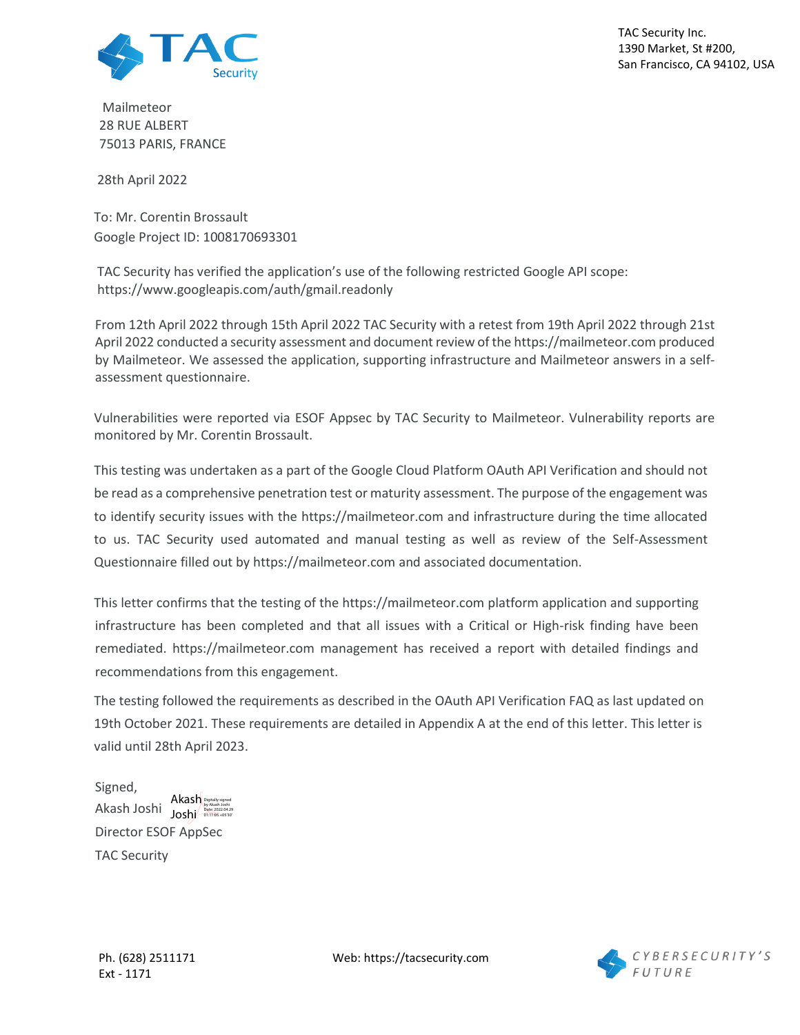TAC Security Inc.
1390 Market, St #200,
San Francisco, CA 94102, USA

Mailmeteor
28 RUE ALBERT
75013 PARIS, FRANCE

28th April 2022

To: Mr. Corentin Brossault
Google Project ID: 1008170693301

TAC Security has verified the application's use of the following restricted Google API scope:
https://www.googleapis.com/auth/gmail.readonly

From 12th April 2022 through 15th April 2022 TAC Security with a retest from 19th April 2022 through 21st April 2022 conducted a security assessment and document review of the https://mailmeteor.com produced by Mailmeteor. We assessed the application, supporting infrastructure and Mailmeteor answers in a self-assessment questionnaire.

Vulnerabilities were reported via ESOF Appsec by TAC Security to Mailmeteor. Vulnerability reports are monitored by Mr. Corentin Brossault.

This testing was undertaken as a part of the Google Cloud Platform OAuth API Verification and should not be read as a comprehensive penetration test or maturity assessment. The purpose of the engagement was to identify security issues with the https://mailmeteor.com and infrastructure during the time allocated to us. TAC Security used automated and manual testing as well as review of the Self-Assessment Questionnaire filled out by https://mailmeteor.com and associated documentation.

This letter confirms that the testing of the https://mailmeteor.com platform application and supporting infrastructure has been completed and that all issues with a Critical or High-risk finding have been remediated. https://mailmeteor.com management has received a report with detailed findings and recommendations from this engagement.

The testing followed the requirements as described in the OAuth API Verification FAQ as last updated on 19th October 2021. These requirements are detailed in Appendix A at the end of this letter. This letter is valid until 28th April 2023.

Signed,
Akash Joshi — Akash Joshi (Digitally signed by Akash Joshi, Date: 2022.04.29 01:11:05 +05'30')
Director ESOF AppSec
TAC Security

Ph. (628) 2511171
Ext - 1171

Web: https://tacsecurity.com

CYBERSECURITY'S FUTURE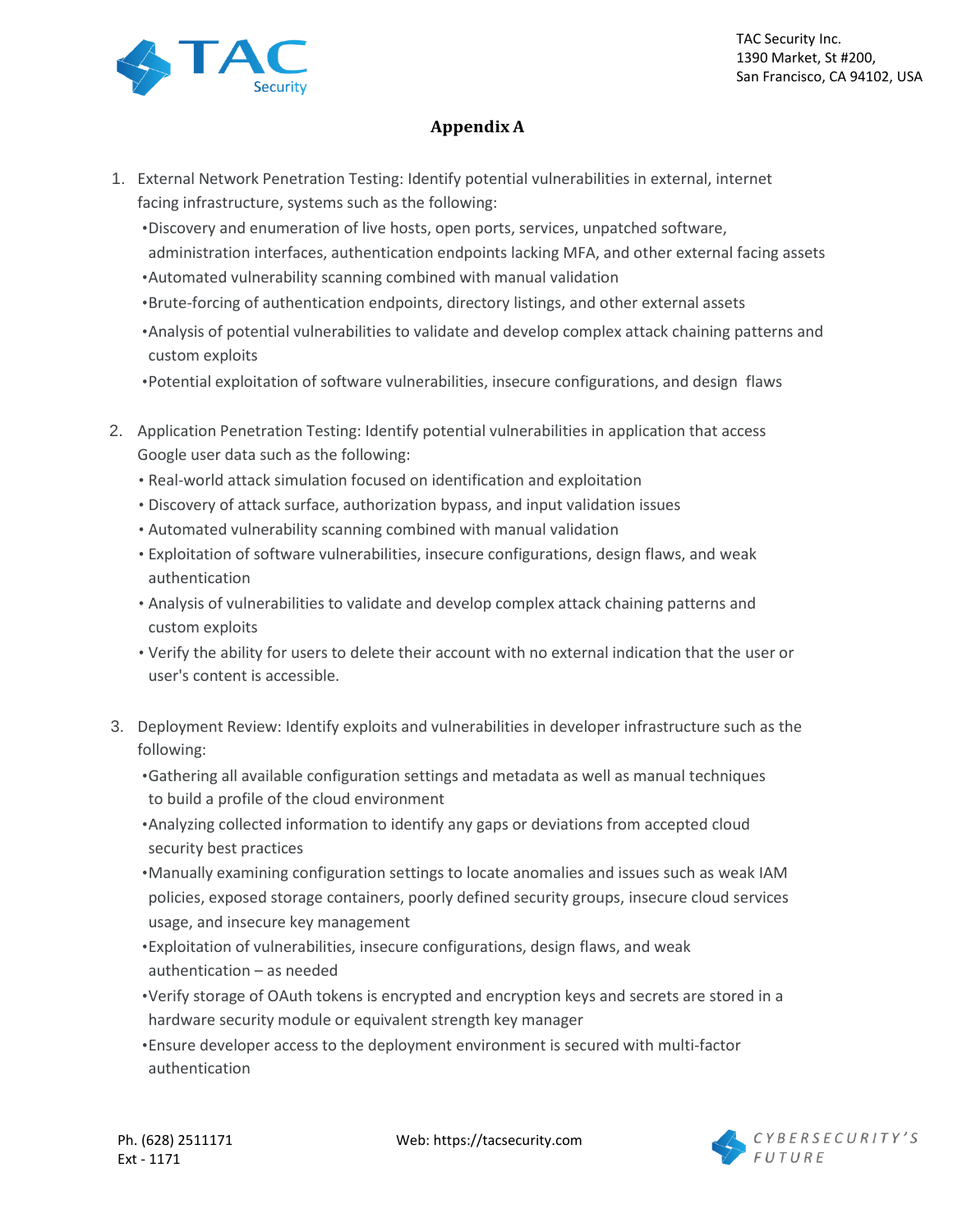## Appendix A

1. External Network Penetration Testing: Identify potential vulnerabilities in external, internet facing infrastructure, systems such as the following:
   - Discovery and enumeration of live hosts, open ports, services, unpatched software, administration interfaces, authentication endpoints lacking MFA, and other external facing assets
   - Automated vulnerability scanning combined with manual validation
   - Brute-forcing of authentication endpoints, directory listings, and other external assets
   - Analysis of potential vulnerabilities to validate and develop complex attack chaining patterns and custom exploits
   - Potential exploitation of software vulnerabilities, insecure configurations, and design flaws

2. Application Penetration Testing: Identify potential vulnerabilities in application that access Google user data such as the following:
   - Real-world attack simulation focused on identification and exploitation
   - Discovery of attack surface, authorization bypass, and input validation issues
   - Automated vulnerability scanning combined with manual validation
   - Exploitation of software vulnerabilities, insecure configurations, design flaws, and weak authentication
   - Analysis of vulnerabilities to validate and develop complex attack chaining patterns and custom exploits
   - Verify the ability for users to delete their account with no external indication that the user or user's content is accessible.

3. Deployment Review: Identify exploits and vulnerabilities in developer infrastructure such as the following:
   - Gathering all available configuration settings and metadata as well as manual techniques to build a profile of the cloud environment
   - Analyzing collected information to identify any gaps or deviations from accepted cloud security best practices
   - Manually examining configuration settings to locate anomalies and issues such as weak IAM policies, exposed storage containers, poorly defined security groups, insecure cloud services usage, and insecure key management
   - Exploitation of vulnerabilities, insecure configurations, design flaws, and weak authentication – as needed
   - Verify storage of OAuth tokens is encrypted and encryption keys and secrets are stored in a hardware security module or equivalent strength key manager
   - Ensure developer access to the deployment environment is secured with multi-factor authentication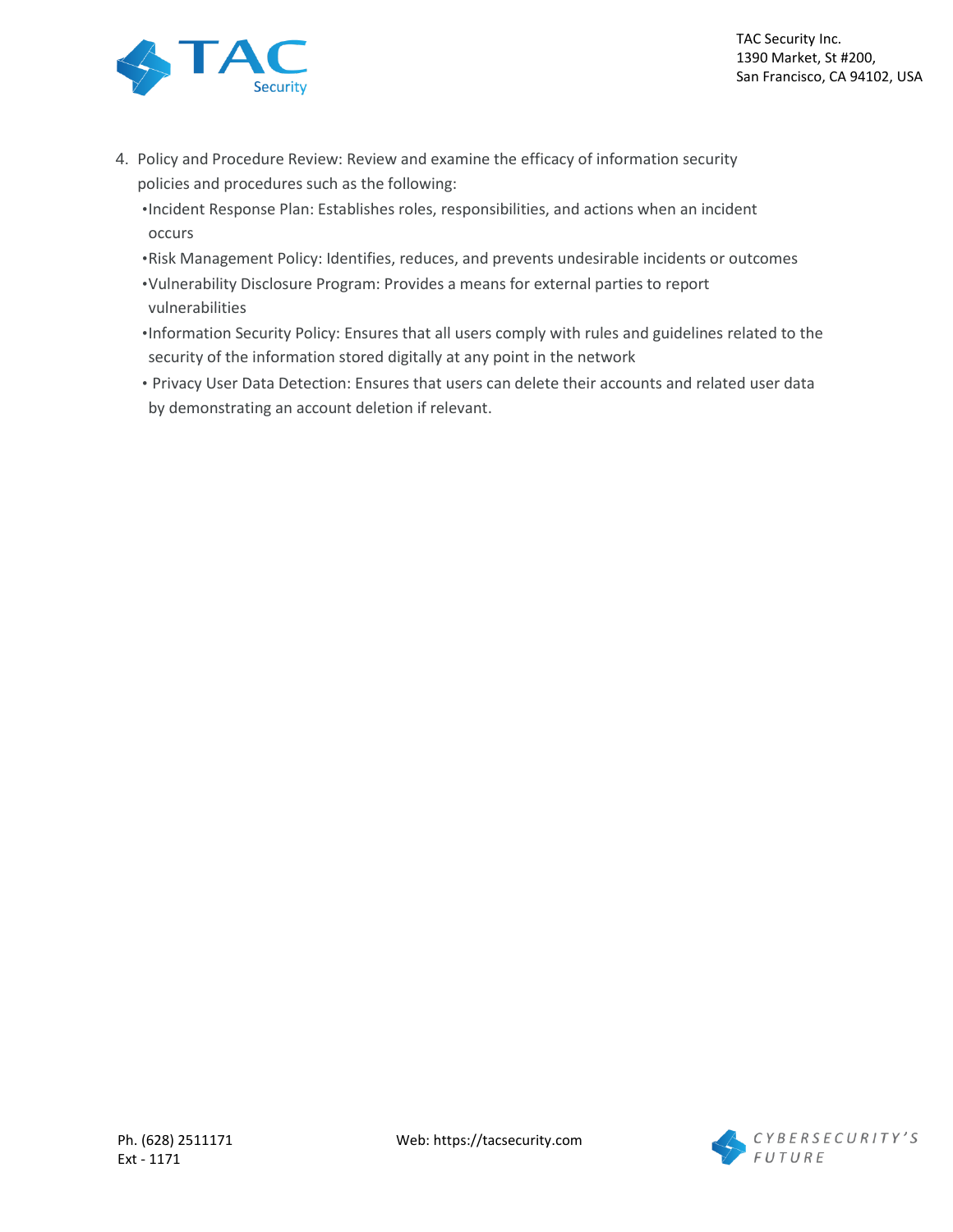4. Policy and Procedure Review: Review and examine the efficacy of information security policies and procedures such as the following:
   - Incident Response Plan: Establishes roles, responsibilities, and actions when an incident occurs
   - Risk Management Policy: Identifies, reduces, and prevents undesirable incidents or outcomes
   - Vulnerability Disclosure Program: Provides a means for external parties to report vulnerabilities
   - Information Security Policy: Ensures that all users comply with rules and guidelines related to the security of the information stored digitally at any point in the network
   - Privacy User Data Detection: Ensures that users can delete their accounts and related user data by demonstrating an account deletion if relevant.